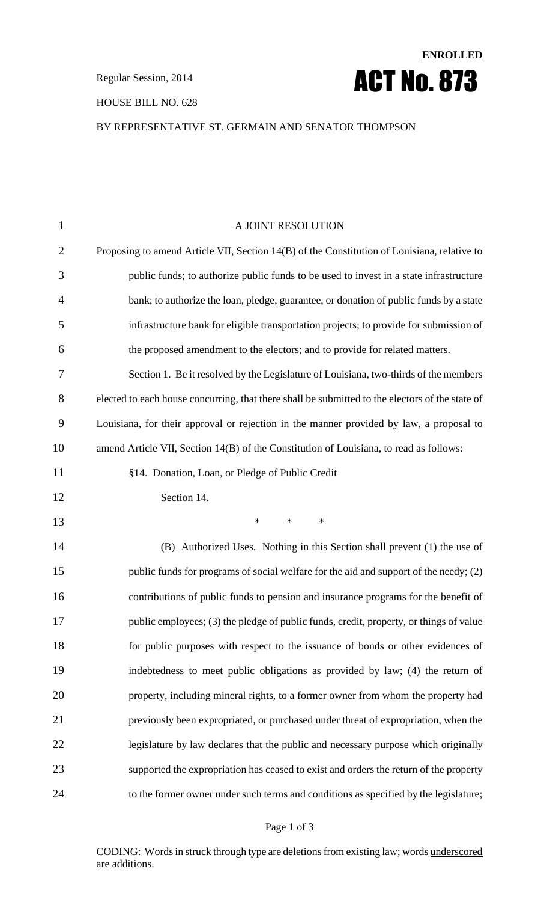**ENROLLED**

Regular Session, 2014

# ACT No. 873

HOUSE BILL NO. 628

BY REPRESENTATIVE ST. GERMAIN AND SENATOR THOMPSON

A JOINT RESOLUTION

Proposing to amend Article VII, Section 14(B) of the Constitution of Louisiana, relative to public funds; to authorize public funds to be used to invest in a state infrastructure bank; to authorize the loan, pledge, guarantee, or donation of public funds by a state infrastructure bank for eligible transportation projects; to provide for submission of the proposed amendment to the electors; and to provide for related matters.

Section 1. Be it resolved by the Legislature of Louisiana, two-thirds of the members elected to each house concurring, that there shall be submitted to the electors of the state of Louisiana, for their approval or rejection in the manner provided by law, a proposal to amend Article VII, Section 14(B) of the Constitution of Louisiana, to read as follows:

§14. Donation, Loan, or Pledge of Public Credit

Section 14.

\* \* \*

(B) Authorized Uses. Nothing in this Section shall prevent (1) the use of public funds for programs of social welfare for the aid and support of the needy; (2) contributions of public funds to pension and insurance programs for the benefit of public employees; (3) the pledge of public funds, credit, property, or things of value for public purposes with respect to the issuance of bonds or other evidences of indebtedness to meet public obligations as provided by law; (4) the return of property, including mineral rights, to a former owner from whom the property had previously been expropriated, or purchased under threat of expropriation, when the legislature by law declares that the public and necessary purpose which originally supported the expropriation has ceased to exist and orders the return of the property to the former owner under such terms and conditions as specified by the legislature;

CODING: Words in ~~struck through~~ type are deletions from existing law; words underscored are additions.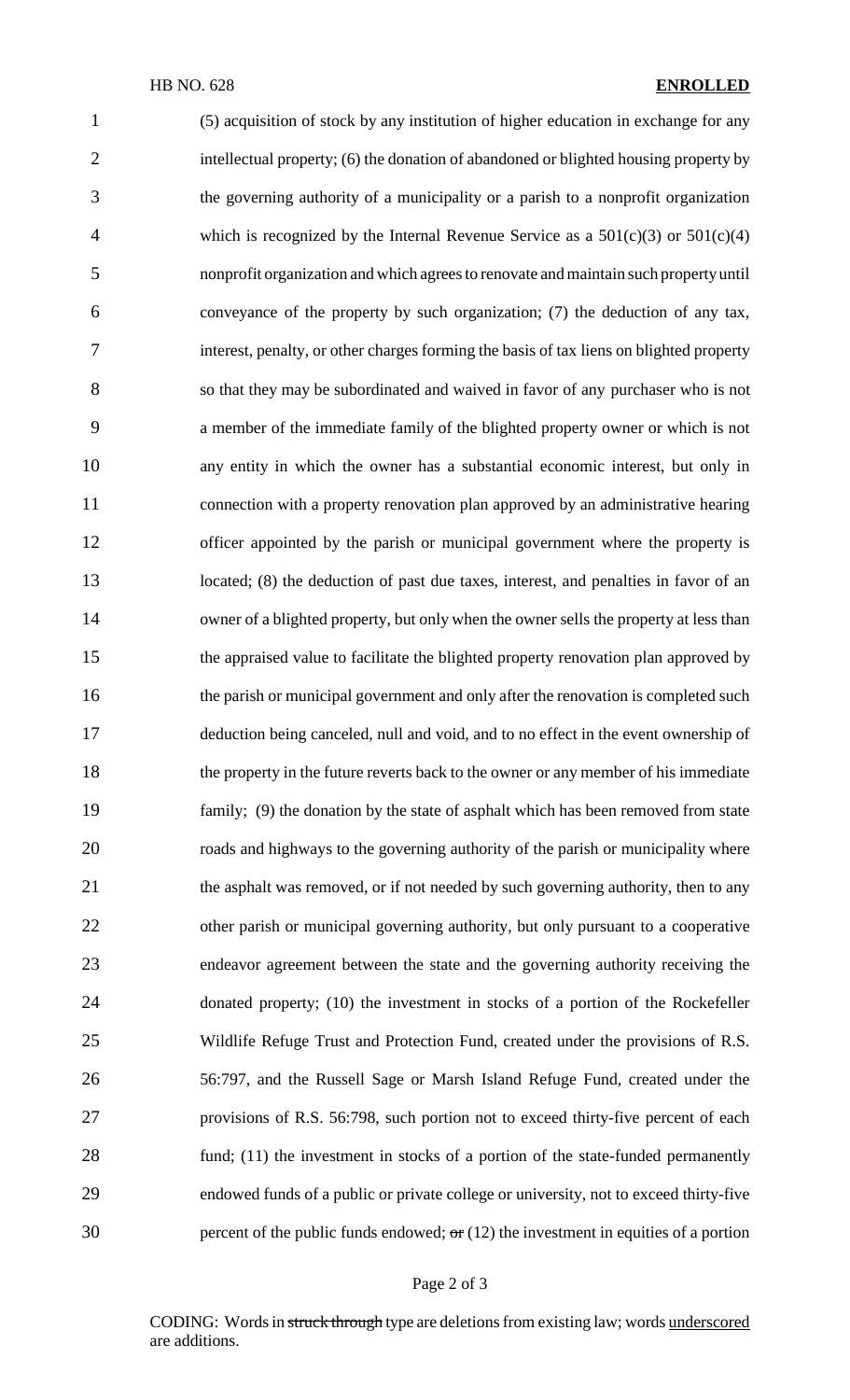(5) acquisition of stock by any institution of higher education in exchange for any intellectual property; (6) the donation of abandoned or blighted housing property by the governing authority of a municipality or a parish to a nonprofit organization which is recognized by the Internal Revenue Service as a 501(c)(3) or 501(c)(4) nonprofit organization and which agrees to renovate and maintain such property until conveyance of the property by such organization; (7) the deduction of any tax, interest, penalty, or other charges forming the basis of tax liens on blighted property so that they may be subordinated and waived in favor of any purchaser who is not a member of the immediate family of the blighted property owner or which is not any entity in which the owner has a substantial economic interest, but only in connection with a property renovation plan approved by an administrative hearing officer appointed by the parish or municipal government where the property is located; (8) the deduction of past due taxes, interest, and penalties in favor of an owner of a blighted property, but only when the owner sells the property at less than the appraised value to facilitate the blighted property renovation plan approved by the parish or municipal government and only after the renovation is completed such deduction being canceled, null and void, and to no effect in the event ownership of the property in the future reverts back to the owner or any member of his immediate family; (9) the donation by the state of asphalt which has been removed from state roads and highways to the governing authority of the parish or municipality where the asphalt was removed, or if not needed by such governing authority, then to any other parish or municipal governing authority, but only pursuant to a cooperative endeavor agreement between the state and the governing authority receiving the donated property; (10) the investment in stocks of a portion of the Rockefeller Wildlife Refuge Trust and Protection Fund, created under the provisions of R.S. 56:797, and the Russell Sage or Marsh Island Refuge Fund, created under the provisions of R.S. 56:798, such portion not to exceed thirty-five percent of each fund; (11) the investment in stocks of a portion of the state-funded permanently endowed funds of a public or private college or university, not to exceed thirty-five percent of the public funds endowed; ~~or~~ (12) the investment in equities of a portion

CODING: Words in ~~struck through~~ type are deletions from existing law; words <u>underscored</u> are additions.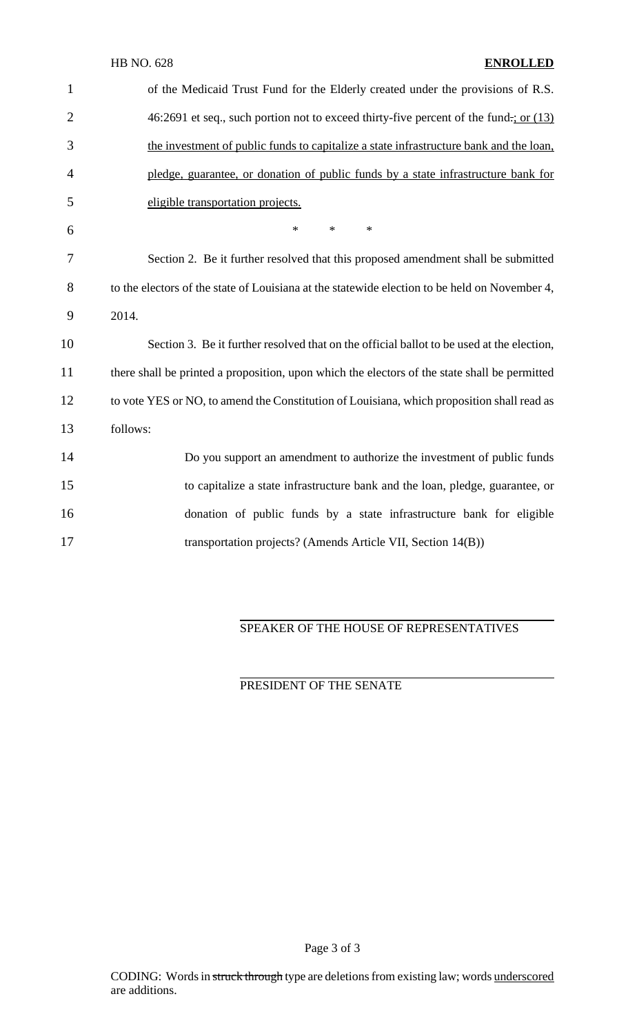of the Medicaid Trust Fund for the Elderly created under the provisions of R.S. 46:2691 et seq., such portion not to exceed thirty-five percent of the fund~~.~~; or (13) the investment of public funds to capitalize a state infrastructure bank and the loan, pledge, guarantee, or donation of public funds by a state infrastructure bank for eligible transportation projects.

\* \* \*

Section 2. Be it further resolved that this proposed amendment shall be submitted to the electors of the state of Louisiana at the statewide election to be held on November 4, 2014.

Section 3. Be it further resolved that on the official ballot to be used at the election, there shall be printed a proposition, upon which the electors of the state shall be permitted to vote YES or NO, to amend the Constitution of Louisiana, which proposition shall read as follows:

> Do you support an amendment to authorize the investment of public funds to capitalize a state infrastructure bank and the loan, pledge, guarantee, or donation of public funds by a state infrastructure bank for eligible transportation projects? (Amends Article VII, Section 14(B))

SPEAKER OF THE HOUSE OF REPRESENTATIVES

PRESIDENT OF THE SENATE

CODING: Words in ~~struck through~~ type are deletions from existing law; words underscored are additions.